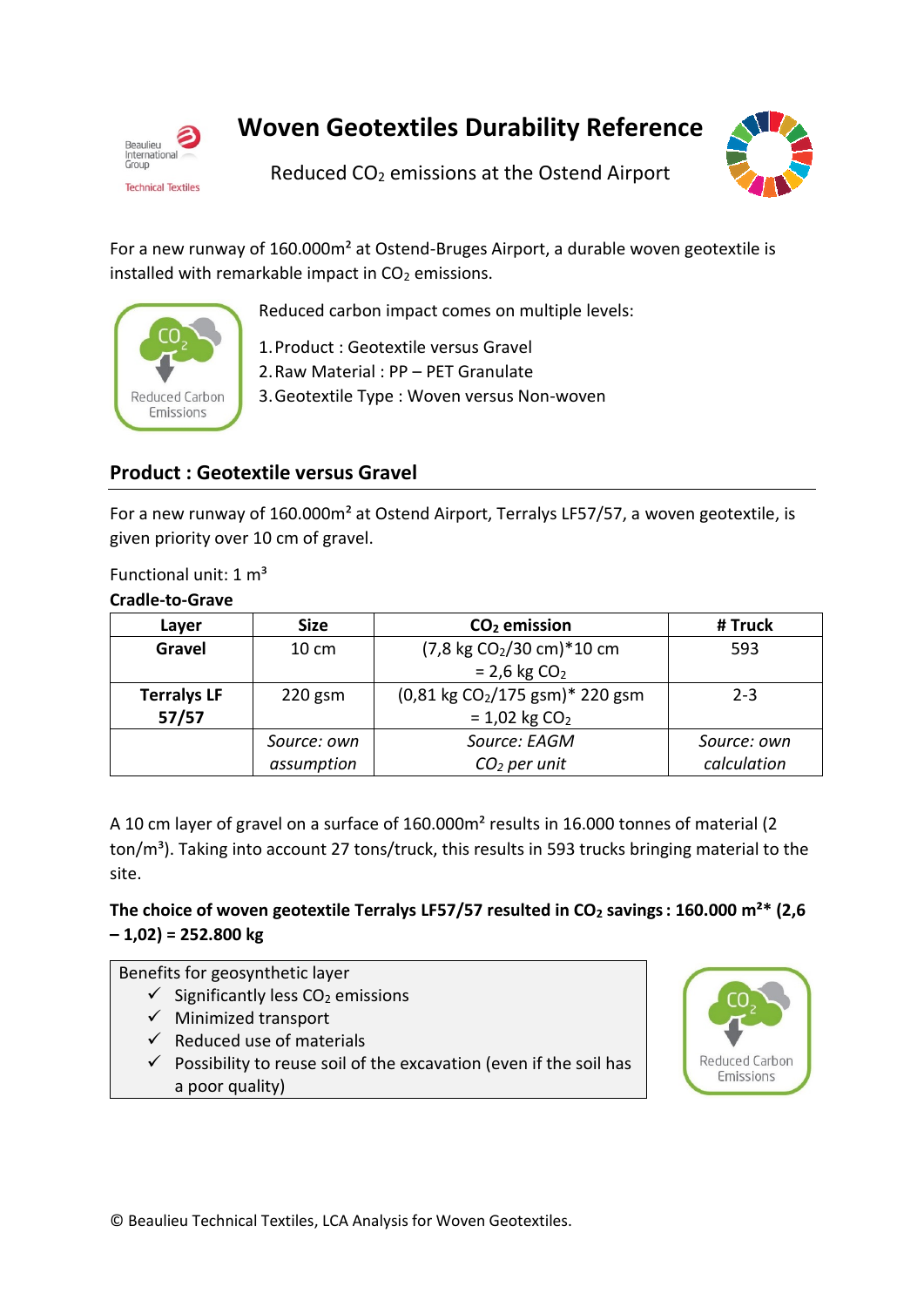# Woven Geotextiles Durability Reference

Reduced $CO_2$ emissions at the Ostend Airport

For a new runway of 160.000m² at Ostend-Bruges Airport, a durable woven geotextile is installed with remarkable impact in $CO_2$ emissions.

Reduced carbon impact comes on multiple levels:

1. Product : Geotextile versus Gravel
2. Raw Material : PP – PET Granulate
3. Geotextile Type : Woven versus Non-woven

## Product : Geotextile versus Gravel

For a new runway of 160.000m² at Ostend Airport, Terralys LF57/57, a woven geotextile, is given priority over 10 cm of gravel.

Functional unit: 1 m³

**Cradle-to-Grave**

| Layer | Size | $CO_2$ emission | # Truck |
|---|---|---|---|
| **Gravel** | 10 cm | (7,8 kg $CO_2$/30 cm)*10 cm = 2,6 kg $CO_2$ | 593 |
| **Terralys LF 57/57** | 220 gsm | (0,81 kg $CO_2$/175 gsm)* 220 gsm = 1,02 kg $CO_2$ | 2-3 |
| | *Source: own assumption* | *Source: EAGM $CO_2$ per unit* | *Source: own calculation* |

A 10 cm layer of gravel on a surface of 160.000m² results in 16.000 tonnes of material (2 ton/m³). Taking into account 27 tons/truck, this results in 593 trucks bringing material to the site.

**The choice of woven geotextile Terralys LF57/57 resulted in $CO_2$ savings : 160.000 m²* (2,6 – 1,02) = 252.800 kg**

Benefits for geosynthetic layer

- ✓ Significantly less $CO_2$ emissions
- ✓ Minimized transport
- ✓ Reduced use of materials
- ✓ Possibility to reuse soil of the excavation (even if the soil has a poor quality)

© Beaulieu Technical Textiles, LCA Analysis for Woven Geotextiles.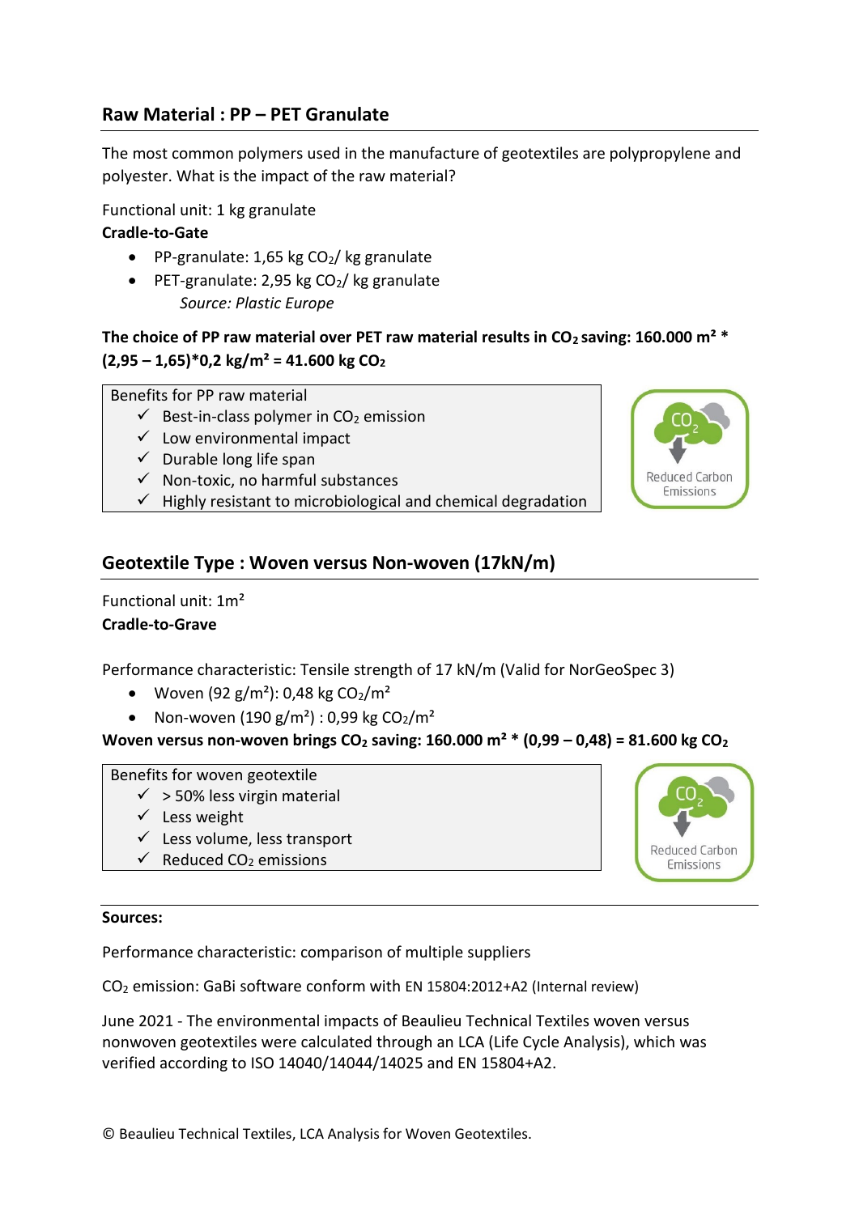## Raw Material : PP – PET Granulate

The most common polymers used in the manufacture of geotextiles are polypropylene and polyester. What is the impact of the raw material?

Functional unit: 1 kg granulate

**Cradle-to-Gate**

- PP-granulate: 1,65 kg $CO_2$/ kg granulate
- PET-granulate: 2,95 kg $CO_2$/ kg granulate

  *Source: Plastic Europe*

**The choice of PP raw material over PET raw material results in $CO_2$ saving: 160.000 m² * (2,95 – 1,65)*0,2 kg/m² = 41.600 kg $CO_2$**

Benefits for PP raw material

- ✓ Best-in-class polymer in $CO_2$ emission
- ✓ Low environmental impact
- ✓ Durable long life span
- ✓ Non-toxic, no harmful substances
- ✓ Highly resistant to microbiological and chemical degradation

$CO_2$ Reduced Carbon Emissions

## Geotextile Type : Woven versus Non-woven (17kN/m)

Functional unit: 1m²

**Cradle-to-Grave**

Performance characteristic: Tensile strength of 17 kN/m (Valid for NorGeoSpec 3)

- Woven (92 g/m²): 0,48 kg $CO_2$/m²
- Non-woven (190 g/m²) : 0,99 kg $CO_2$/m²

**Woven versus non-woven brings $CO_2$ saving: 160.000 m² * (0,99 – 0,48) = 81.600 kg $CO_2$**

Benefits for woven geotextile

- ✓ > 50% less virgin material
- ✓ Less weight
- ✓ Less volume, less transport
- ✓ Reduced $CO_2$ emissions

$CO_2$ Reduced Carbon Emissions

**Sources:**

Performance characteristic: comparison of multiple suppliers

$CO_2$ emission: GaBi software conform with EN 15804:2012+A2 (Internal review)

June 2021 - The environmental impacts of Beaulieu Technical Textiles woven versus nonwoven geotextiles were calculated through an LCA (Life Cycle Analysis), which was verified according to ISO 14040/14044/14025 and EN 15804+A2.

© Beaulieu Technical Textiles, LCA Analysis for Woven Geotextiles.